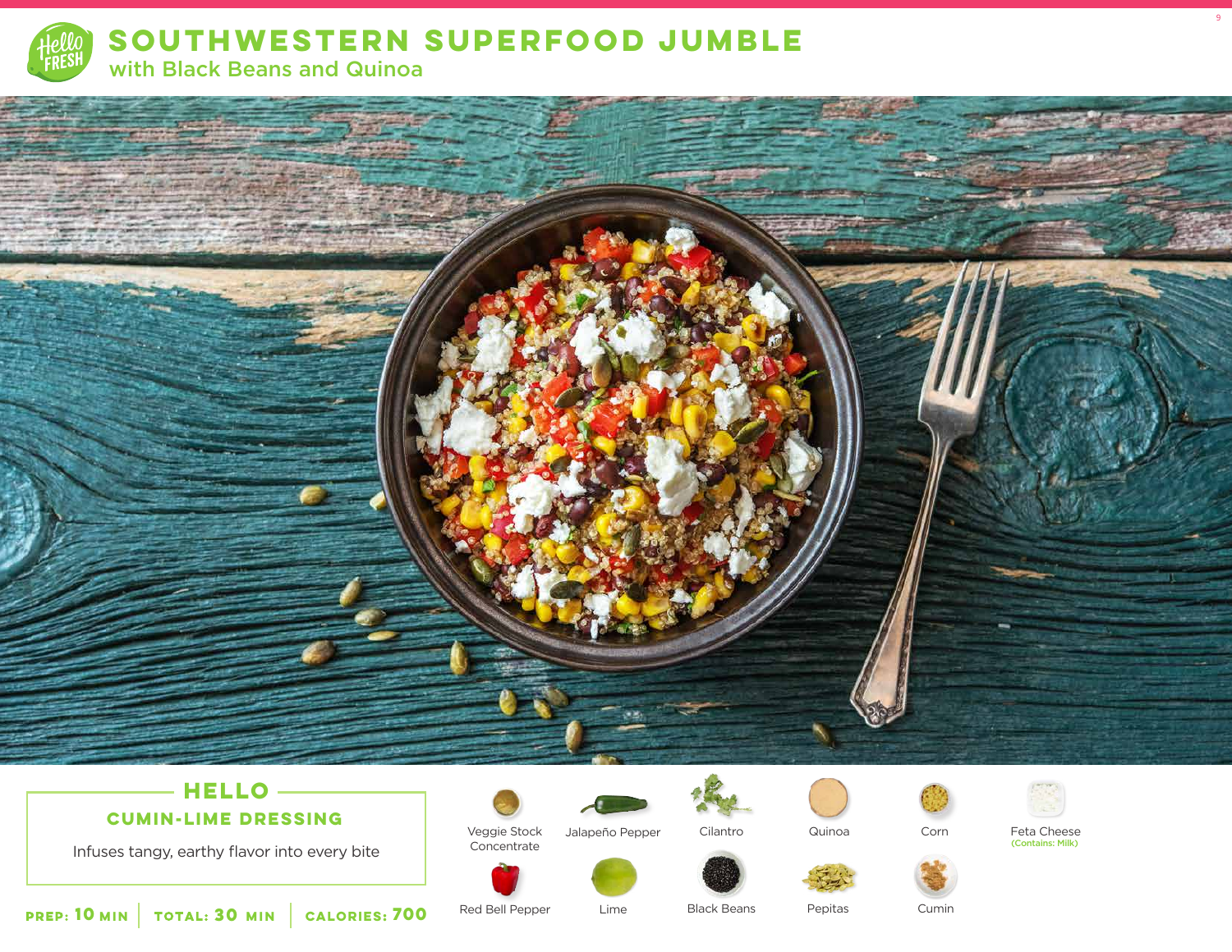# SOUTHWESTERN SUPERFOOD JUMBLE

## with Black Beans and Quinoa

### HELLO

**CUMIN-LIME DRESSING**

Infuses tangy, earthy flavor into every bite

**PREP: 10 MIN** | **TOTAL: 30 MIN** | **CALORIES: 700**

- Veggie Stock Concentrate
- Jalapeño Pepper
- Cilantro
- Quinoa
- Corn
- Feta Cheese (Contains: Milk)
- Red Bell Pepper
- Lime
- Black Beans
- Pepitas
- Cumin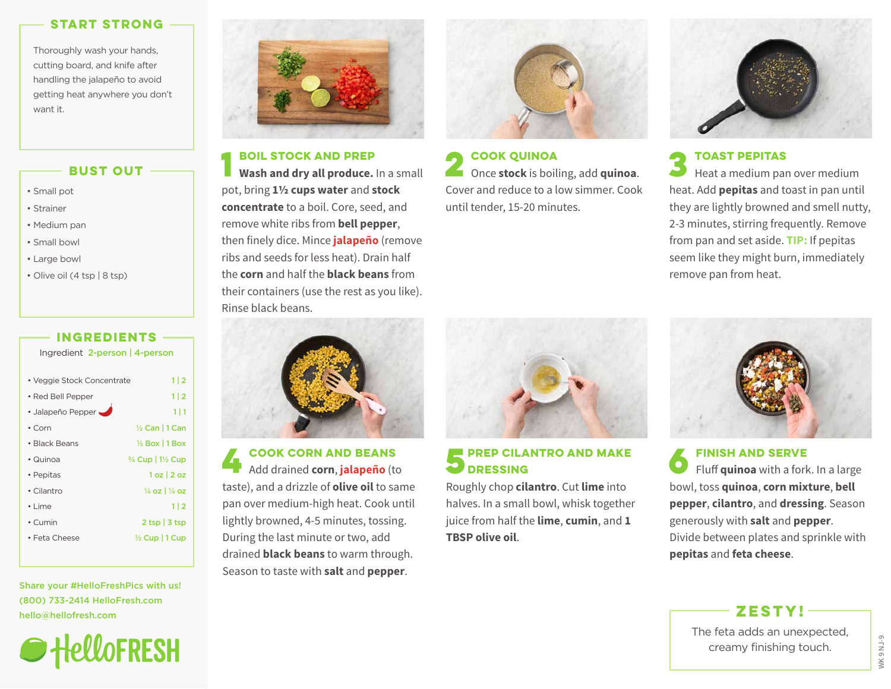## START STRONG

Thoroughly wash your hands, cutting board, and knife after handling the jalapeño to avoid getting heat anywhere you don't want it.

## BUST OUT

- Small pot
- Strainer
- Medium pan
- Small bowl
- Large bowl
- Olive oil (4 tsp | 8 tsp)

## INGREDIENTS

| Ingredient | 2-person \| 4-person |
|---|---|
| Veggie Stock Concentrate | 1 \| 2 |
| Red Bell Pepper | 1 \| 2 |
| Jalapeño Pepper | 1 \| 1 |
| Corn | ½ Can \| 1 Can |
| Black Beans | ½ Box \| 1 Box |
| Quinoa | ¾ Cup \| 1½ Cup |
| Pepitas | 1 oz \| 2 oz |
| Cilantro | ¼ oz \| ¼ oz |
| Lime | 1 \| 2 |
| Cumin | 2 tsp \| 3 tsp |
| Feta Cheese | ½ Cup \| 1 Cup |

Share your #HelloFreshPics with us!
(800) 733-2414 HelloFresh.com
hello@hellofresh.com

HelloFRESH

### 1 BOIL STOCK AND PREP

**Wash and dry all produce.** In a small pot, bring **1½ cups water** and **stock concentrate** to a boil. Core, seed, and remove white ribs from **bell pepper**, then finely dice. Mince **jalapeño** (remove ribs and seeds for less heat). Drain half the **corn** and half the **black beans** from their containers (use the rest as you like). Rinse black beans.

### 2 COOK QUINOA

Once **stock** is boiling, add **quinoa**. Cover and reduce to a low simmer. Cook until tender, 15-20 minutes.

### 3 TOAST PEPITAS

Heat a medium pan over medium heat. Add **pepitas** and toast in pan until they are lightly browned and smell nutty, 2-3 minutes, stirring frequently. Remove from pan and set aside. **TIP:** If pepitas seem like they might burn, immediately remove pan from heat.

### 4 COOK CORN AND BEANS

Add drained **corn**, **jalapeño** (to taste), and a drizzle of **olive oil** to same pan over medium-high heat. Cook until lightly browned, 4-5 minutes, tossing. During the last minute or two, add drained **black beans** to warm through. Season to taste with **salt** and **pepper**.

### 5 PREP CILANTRO AND MAKE DRESSING

Roughly chop **cilantro**. Cut **lime** into halves. In a small bowl, whisk together juice from half the **lime**, **cumin**, and **1 TBSP olive oil**.

### 6 FINISH AND SERVE

Fluff **quinoa** with a fork. In a large bowl, toss **quinoa**, **corn mixture**, **bell pepper**, **cilantro**, and **dressing**. Season generously with **salt** and **pepper**. Divide between plates and sprinkle with **pepitas** and **feta cheese**.

## ZESTY!

The feta adds an unexpected, creamy finishing touch.

WK 9 NJ-9